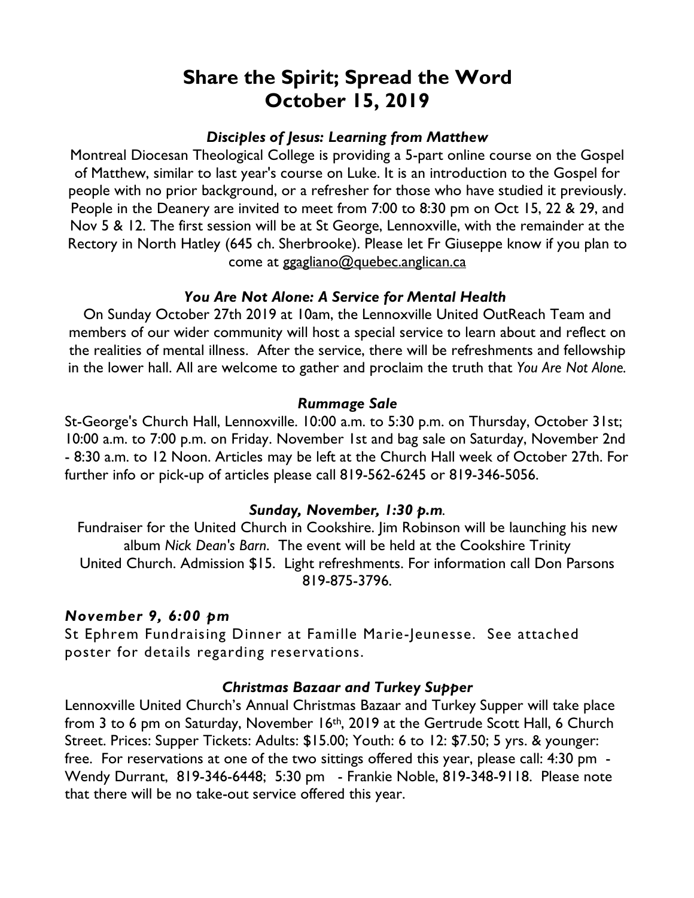# Share the Spirit; Spread the Word
# October 15, 2019

### *Disciples of Jesus: Learning from Matthew*

Montreal Diocesan Theological College is providing a 5-part online course on the Gospel of Matthew, similar to last year's course on Luke. It is an introduction to the Gospel for people with no prior background, or a refresher for those who have studied it previously. People in the Deanery are invited to meet from 7:00 to 8:30 pm on Oct 15, 22 & 29, and Nov 5 & 12. The first session will be at St George, Lennoxville, with the remainder at the Rectory in North Hatley (645 ch. Sherbrooke). Please let Fr Giuseppe know if you plan to come at ggagliano@quebec.anglican.ca

### *You Are Not Alone: A Service for Mental Health*

On Sunday October 27th 2019 at 10am, the Lennoxville United OutReach Team and members of our wider community will host a special service to learn about and reflect on the realities of mental illness. After the service, there will be refreshments and fellowship in the lower hall. All are welcome to gather and proclaim the truth that *You Are Not Alone*.

### *Rummage Sale*

St-George's Church Hall, Lennoxville. 10:00 a.m. to 5:30 p.m. on Thursday, October 31st; 10:00 a.m. to 7:00 p.m. on Friday. November 1st and bag sale on Saturday, November 2nd - 8:30 a.m. to 12 Noon. Articles may be left at the Church Hall week of October 27th. For further info or pick-up of articles please call 819-562-6245 or 819-346-5056.

### *Sunday, November, 1:30 p.m.*

Fundraiser for the United Church in Cookshire. Jim Robinson will be launching his new album *Nick Dean's Barn*. The event will be held at the Cookshire Trinity United Church. Admission $15. Light refreshments. For information call Don Parsons 819-875-3796.

### *November 9, 6:00 pm*

St Ephrem Fundraising Dinner at Famille Marie-Jeunesse. See attached poster for details regarding reservations.

### *Christmas Bazaar and Turkey Supper*

Lennoxville United Church's Annual Christmas Bazaar and Turkey Supper will take place from 3 to 6 pm on Saturday, November 16th, 2019 at the Gertrude Scott Hall, 6 Church Street. Prices: Supper Tickets: Adults: $15.00; Youth: 6 to 12: $7.50; 5 yrs. & younger: free. For reservations at one of the two sittings offered this year, please call: 4:30 pm - Wendy Durrant, 819-346-6448; 5:30 pm - Frankie Noble, 819-348-9118. Please note that there will be no take-out service offered this year.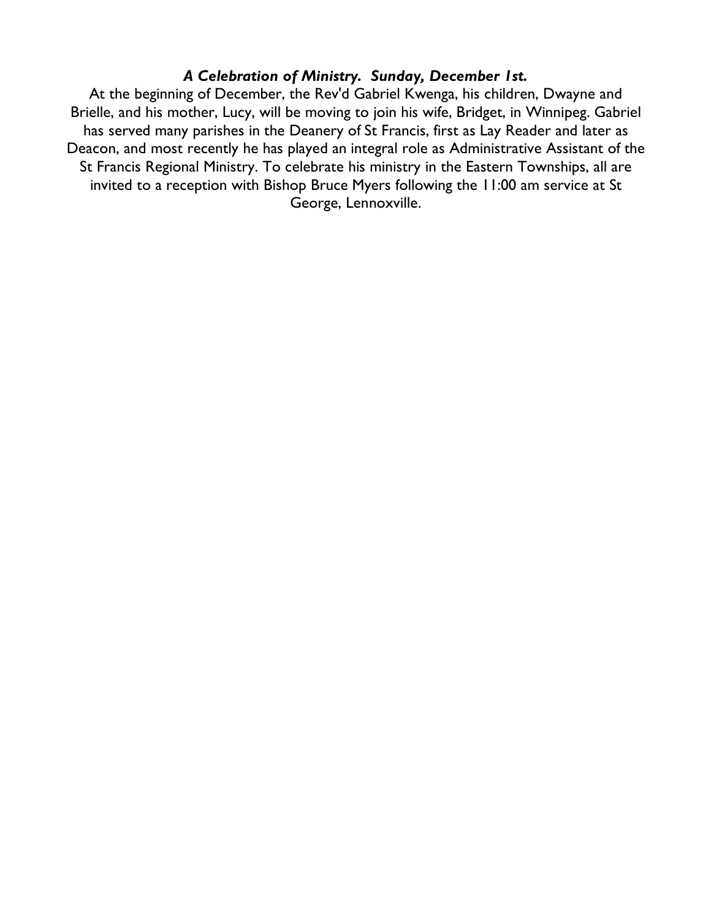***A Celebration of Ministry. Sunday, December 1st.***

At the beginning of December, the Rev'd Gabriel Kwenga, his children, Dwayne and Brielle, and his mother, Lucy, will be moving to join his wife, Bridget, in Winnipeg. Gabriel has served many parishes in the Deanery of St Francis, first as Lay Reader and later as Deacon, and most recently he has played an integral role as Administrative Assistant of the St Francis Regional Ministry. To celebrate his ministry in the Eastern Townships, all are invited to a reception with Bishop Bruce Myers following the 11:00 am service at St George, Lennoxville.